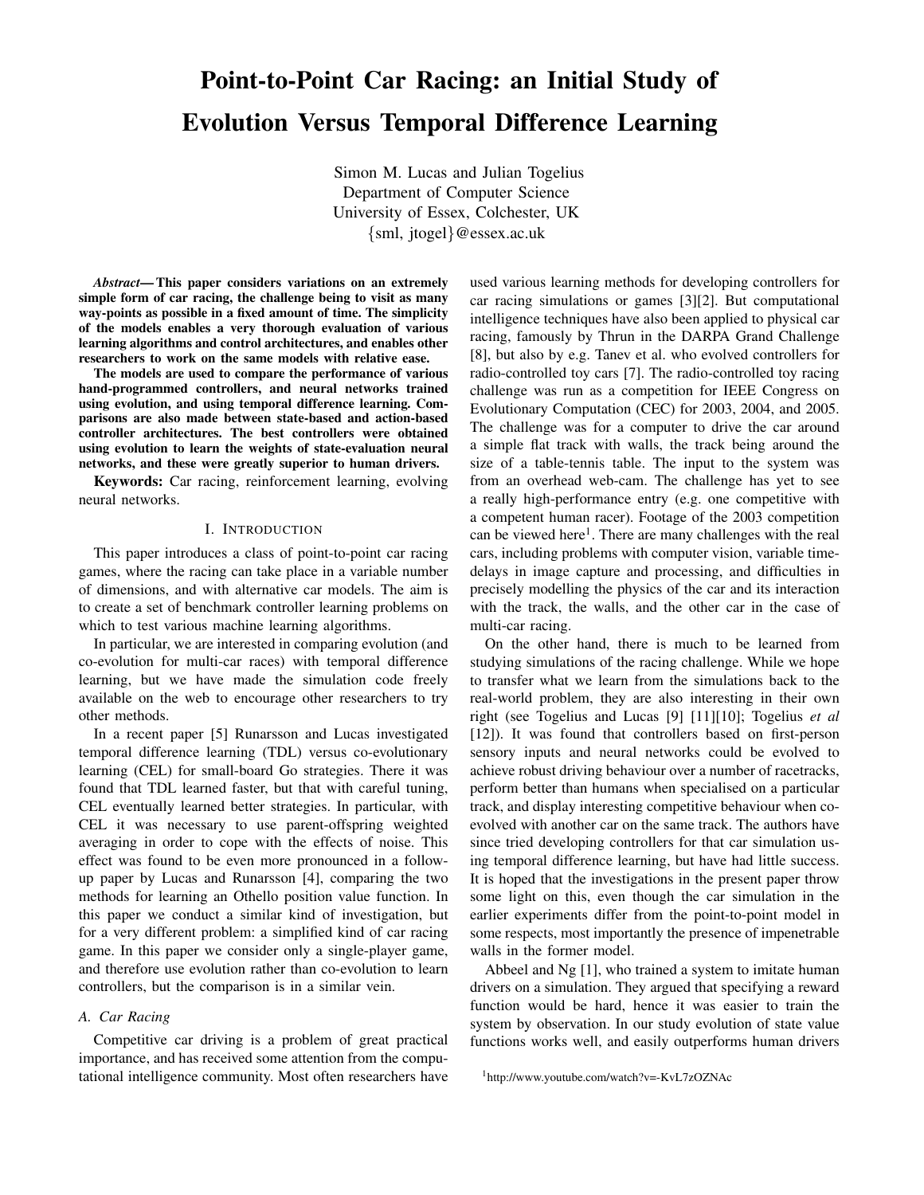# Point-to-Point Car Racing: an Initial Study of Evolution Versus Temporal Difference Learning

Simon M. Lucas and Julian Togelius
Department of Computer Science
University of Essex, Colchester, UK
{sml, jtogel}@essex.ac.uk

***Abstract*— This paper considers variations on an extremely simple form of car racing, the challenge being to visit as many way-points as possible in a fixed amount of time. The simplicity of the models enables a very thorough evaluation of various learning algorithms and control architectures, and enables other researchers to work on the same models with relative ease.**

**The models are used to compare the performance of various hand-programmed controllers, and neural networks trained using evolution, and using temporal difference learning. Comparisons are also made between state-based and action-based controller architectures. The best controllers were obtained using evolution to learn the weights of state-evaluation neural networks, and these were greatly superior to human drivers.**

**Keywords:** Car racing, reinforcement learning, evolving neural networks.

## I. Introduction

This paper introduces a class of point-to-point car racing games, where the racing can take place in a variable number of dimensions, and with alternative car models. The aim is to create a set of benchmark controller learning problems on which to test various machine learning algorithms.

In particular, we are interested in comparing evolution (and co-evolution for multi-car races) with temporal difference learning, but we have made the simulation code freely available on the web to encourage other researchers to try other methods.

In a recent paper [5] Runarsson and Lucas investigated temporal difference learning (TDL) versus co-evolutionary learning (CEL) for small-board Go strategies. There it was found that TDL learned faster, but that with careful tuning, CEL eventually learned better strategies. In particular, with CEL it was necessary to use parent-offspring weighted averaging in order to cope with the effects of noise. This effect was found to be even more pronounced in a follow-up paper by Lucas and Runarsson [4], comparing the two methods for learning an Othello position value function. In this paper we conduct a similar kind of investigation, but for a very different problem: a simplified kind of car racing game. In this paper we consider only a single-player game, and therefore use evolution rather than co-evolution to learn controllers, but the comparison is in a similar vein.

### A. Car Racing

Competitive car driving is a problem of great practical importance, and has received some attention from the computational intelligence community. Most often researchers have used various learning methods for developing controllers for car racing simulations or games [3][2]. But computational intelligence techniques have also been applied to physical car racing, famously by Thrun in the DARPA Grand Challenge [8], but also by e.g. Tanev et al. who evolved controllers for radio-controlled toy cars [7]. The radio-controlled toy racing challenge was run as a competition for IEEE Congress on Evolutionary Computation (CEC) for 2003, 2004, and 2005. The challenge was for a computer to drive the car around a simple flat track with walls, the track being around the size of a table-tennis table. The input to the system was from an overhead web-cam. The challenge has yet to see a really high-performance entry (e.g. one competitive with a competent human racer). Footage of the 2003 competition can be viewed here[1]. There are many challenges with the real cars, including problems with computer vision, variable time-delays in image capture and processing, and difficulties in precisely modelling the physics of the car and its interaction with the track, the walls, and the other car in the case of multi-car racing.

On the other hand, there is much to be learned from studying simulations of the racing challenge. While we hope to transfer what we learn from the simulations back to the real-world problem, they are also interesting in their own right (see Togelius and Lucas [9] [11][10]; Togelius *et al* [12]). It was found that controllers based on first-person sensory inputs and neural networks could be evolved to achieve robust driving behaviour over a number of racetracks, perform better than humans when specialised on a particular track, and display interesting competitive behaviour when co-evolved with another car on the same track. The authors have since tried developing controllers for that car simulation using temporal difference learning, but have had little success. It is hoped that the investigations in the present paper throw some light on this, even though the car simulation in the earlier experiments differ from the point-to-point model in some respects, most importantly the presence of impenetrable walls in the former model.

Abbeel and Ng [1], who trained a system to imitate human drivers on a simulation. They argued that specifying a reward function would be hard, hence it was easier to train the system by observation. In our study evolution of state value functions works well, and easily outperforms human drivers

[1] http://www.youtube.com/watch?v=-KvL7zOZNAc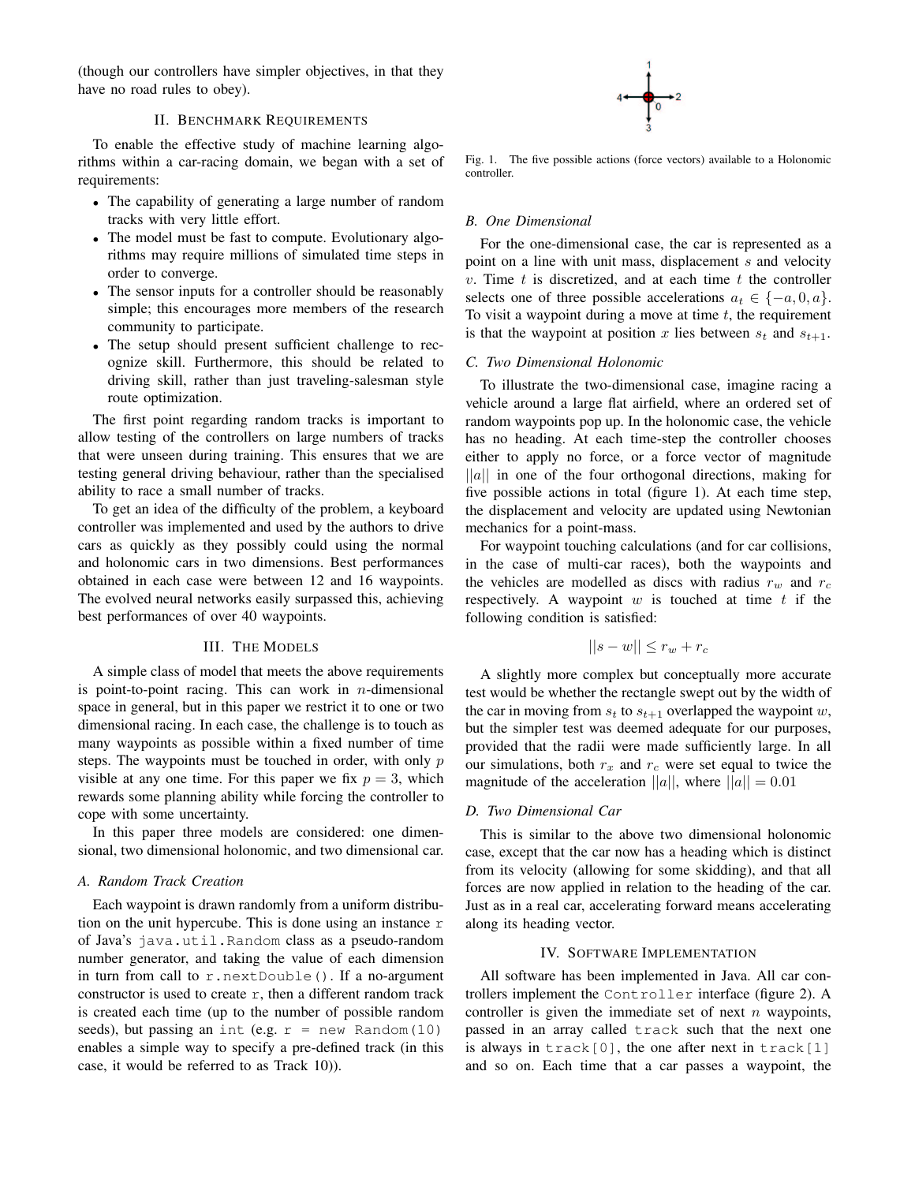(though our controllers have simpler objectives, in that they have no road rules to obey).

## II. Benchmark Requirements

To enable the effective study of machine learning algorithms within a car-racing domain, we began with a set of requirements:

- The capability of generating a large number of random tracks with very little effort.
- The model must be fast to compute. Evolutionary algorithms may require millions of simulated time steps in order to converge.
- The sensor inputs for a controller should be reasonably simple; this encourages more members of the research community to participate.
- The setup should present sufficient challenge to recognize skill. Furthermore, this should be related to driving skill, rather than just traveling-salesman style route optimization.

The first point regarding random tracks is important to allow testing of the controllers on large numbers of tracks that were unseen during training. This ensures that we are testing general driving behaviour, rather than the specialised ability to race a small number of tracks.

To get an idea of the difficulty of the problem, a keyboard controller was implemented and used by the authors to drive cars as quickly as they possibly could using the normal and holonomic cars in two dimensions. Best performances obtained in each case were between 12 and 16 waypoints. The evolved neural networks easily surpassed this, achieving best performances of over 40 waypoints.

## III. The Models

A simple class of model that meets the above requirements is point-to-point racing. This can work in $n$-dimensional space in general, but in this paper we restrict it to one or two dimensional racing. In each case, the challenge is to touch as many waypoints as possible within a fixed number of time steps. The waypoints must be touched in order, with only $p$ visible at any one time. For this paper we fix $p = 3$, which rewards some planning ability while forcing the controller to cope with some uncertainty.

In this paper three models are considered: one dimensional, two dimensional holonomic, and two dimensional car.

### A. Random Track Creation

Each waypoint is drawn randomly from a uniform distribution on the unit hypercube. This is done using an instance `r` of Java's `java.util.Random` class as a pseudo-random number generator, and taking the value of each dimension in turn from call to `r.nextDouble()`. If a no-argument constructor is used to create `r`, then a different random track is created each time (up to the number of possible random seeds), but passing an `int` (e.g. `r = new Random(10)` enables a simple way to specify a pre-defined track (in this case, it would be referred to as Track 10)).

Fig. 1. The five possible actions (force vectors) available to a Holonomic controller.

### B. One Dimensional

For the one-dimensional case, the car is represented as a point on a line with unit mass, displacement $s$ and velocity $v$. Time $t$ is discretized, and at each time $t$ the controller selects one of three possible accelerations $a_t \in \{-a, 0, a\}$. To visit a waypoint during a move at time $t$, the requirement is that the waypoint at position $x$ lies between $s_t$ and $s_{t+1}$.

### C. Two Dimensional Holonomic

To illustrate the two-dimensional case, imagine racing a vehicle around a large flat airfield, where an ordered set of random waypoints pop up. In the holonomic case, the vehicle has no heading. At each time-step the controller chooses either to apply no force, or a force vector of magnitude $||a||$ in one of the four orthogonal directions, making for five possible actions in total (figure 1). At each time step, the displacement and velocity are updated using Newtonian mechanics for a point-mass.

For waypoint touching calculations (and for car collisions, in the case of multi-car races), both the waypoints and the vehicles are modelled as discs with radius $r_w$ and $r_c$ respectively. A waypoint $w$ is touched at time $t$ if the following condition is satisfied:

$$||s - w|| \leq r_w + r_c$$

A slightly more complex but conceptually more accurate test would be whether the rectangle swept out by the width of the car in moving from $s_t$ to $s_{t+1}$ overlapped the waypoint $w$, but the simpler test was deemed adequate for our purposes, provided that the radii were made sufficiently large. In all our simulations, both $r_x$ and $r_c$ were set equal to twice the magnitude of the acceleration $||a||$, where $||a|| = 0.01$

### D. Two Dimensional Car

This is similar to the above two dimensional holonomic case, except that the car now has a heading which is distinct from its velocity (allowing for some skidding), and that all forces are now applied in relation to the heading of the car. Just as in a real car, accelerating forward means accelerating along its heading vector.

## IV. Software Implementation

All software has been implemented in Java. All car controllers implement the `Controller` interface (figure 2). A controller is given the immediate set of next $n$ waypoints, passed in an array called `track` such that the next one is always in `track[0]`, the one after next in `track[1]` and so on. Each time that a car passes a waypoint, the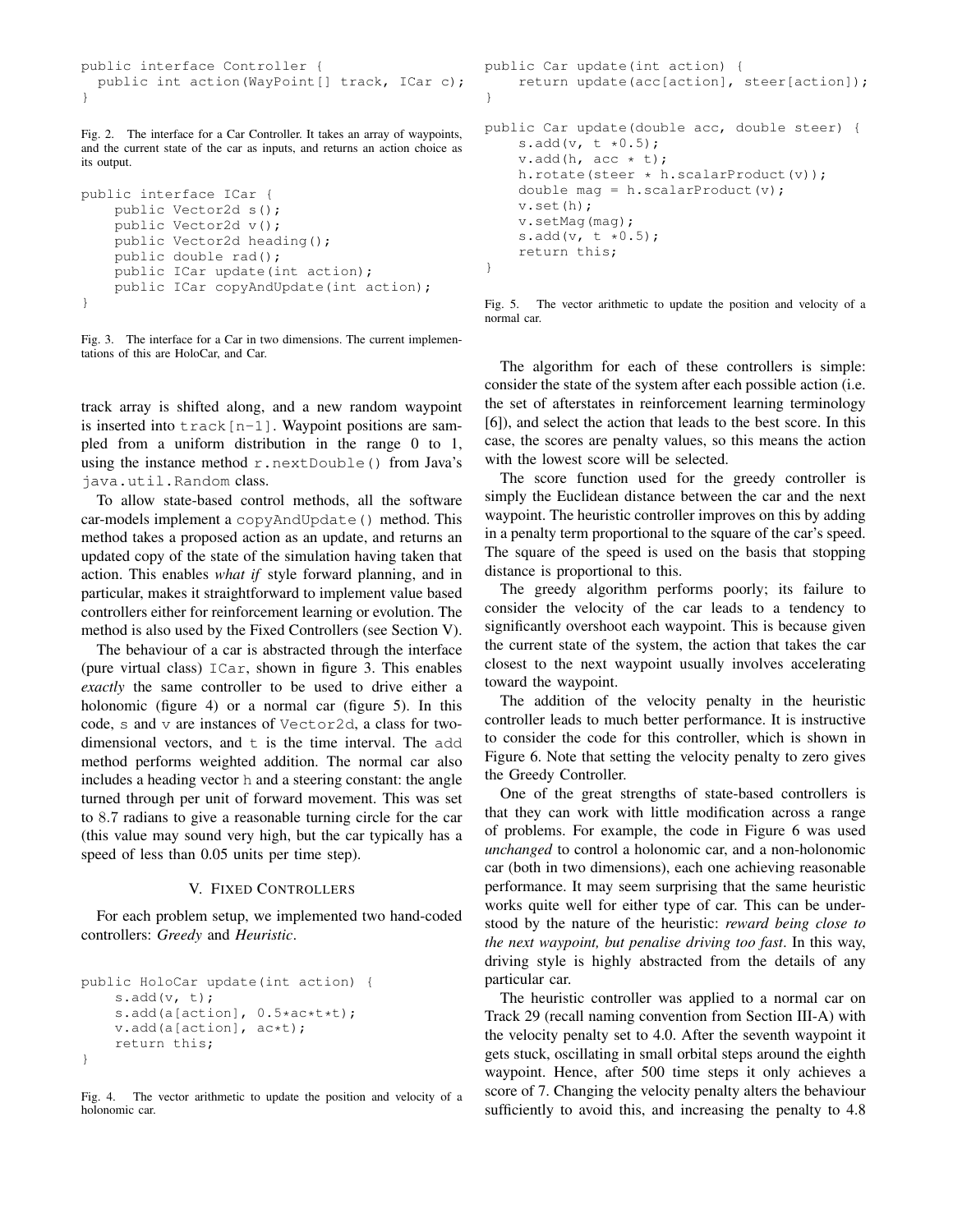```java
public interface Controller {
  public int action(WayPoint[] track, ICar c);
}
```

Fig. 2. The interface for a Car Controller. It takes an array of waypoints, and the current state of the car as inputs, and returns an action choice as its output.

```java
public interface ICar {
    public Vector2d s();
    public Vector2d v();
    public Vector2d heading();
    public double rad();
    public ICar update(int action);
    public ICar copyAndUpdate(int action);
}
```

Fig. 3. The interface for a Car in two dimensions. The current implementations of this are HoloCar, and Car.

track array is shifted along, and a new random waypoint is inserted into `track[n-1]`. Waypoint positions are sampled from a uniform distribution in the range 0 to 1, using the instance method `r.nextDouble()` from Java's `java.util.Random` class.

To allow state-based control methods, all the software car-models implement a `copyAndUpdate()` method. This method takes a proposed action as an update, and returns an updated copy of the state of the simulation having taken that action. This enables *what if* style forward planning, and in particular, makes it straightforward to implement value based controllers either for reinforcement learning or evolution. The method is also used by the Fixed Controllers (see Section V).

The behaviour of a car is abstracted through the interface (pure virtual class) `ICar`, shown in figure 3. This enables *exactly* the same controller to be used to drive either a holonomic (figure 4) or a normal car (figure 5). In this code, `s` and `v` are instances of `Vector2d`, a class for two-dimensional vectors, and `t` is the time interval. The `add` method performs weighted addition. The normal car also includes a heading vector `h` and a steering constant: the angle turned through per unit of forward movement. This was set to 8.7 radians to give a reasonable turning circle for the car (this value may sound very high, but the car typically has a speed of less than 0.05 units per time step).

## V. Fixed Controllers

For each problem setup, we implemented two hand-coded controllers: *Greedy* and *Heuristic*.

```java
public HoloCar update(int action) {
    s.add(v, t);
    s.add(a[action], 0.5*ac*t*t);
    v.add(a[action], ac*t);
    return this;
}
```

Fig. 4. The vector arithmetic to update the position and velocity of a holonomic car.

```java
public Car update(int action) {
    return update(acc[action], steer[action]);
}

public Car update(double acc, double steer) {
    s.add(v, t *0.5);
    v.add(h, acc * t);
    h.rotate(steer * h.scalarProduct(v));
    double mag = h.scalarProduct(v);
    v.set(h);
    v.setMag(mag);
    s.add(v, t *0.5);
    return this;
}
```

Fig. 5. The vector arithmetic to update the position and velocity of a normal car.

The algorithm for each of these controllers is simple: consider the state of the system after each possible action (i.e. the set of afterstates in reinforcement learning terminology [6]), and select the action that leads to the best score. In this case, the scores are penalty values, so this means the action with the lowest score will be selected.

The score function used for the greedy controller is simply the Euclidean distance between the car and the next waypoint. The heuristic controller improves on this by adding in a penalty term proportional to the square of the car's speed. The square of the speed is used on the basis that stopping distance is proportional to this.

The greedy algorithm performs poorly; its failure to consider the velocity of the car leads to a tendency to significantly overshoot each waypoint. This is because given the current state of the system, the action that takes the car closest to the next waypoint usually involves accelerating toward the waypoint.

The addition of the velocity penalty in the heuristic controller leads to much better performance. It is instructive to consider the code for this controller, which is shown in Figure 6. Note that setting the velocity penalty to zero gives the Greedy Controller.

One of the great strengths of state-based controllers is that they can work with little modification across a range of problems. For example, the code in Figure 6 was used *unchanged* to control a holonomic car, and a non-holonomic car (both in two dimensions), each one achieving reasonable performance. It may seem surprising that the same heuristic works quite well for either type of car. This can be understood by the nature of the heuristic: *reward being close to the next waypoint, but penalise driving too fast*. In this way, driving style is highly abstracted from the details of any particular car.

The heuristic controller was applied to a normal car on Track 29 (recall naming convention from Section III-A) with the velocity penalty set to 4.0. After the seventh waypoint it gets stuck, oscillating in small orbital steps around the eighth waypoint. Hence, after 500 time steps it only achieves a score of 7. Changing the velocity penalty alters the behaviour sufficiently to avoid this, and increasing the penalty to 4.8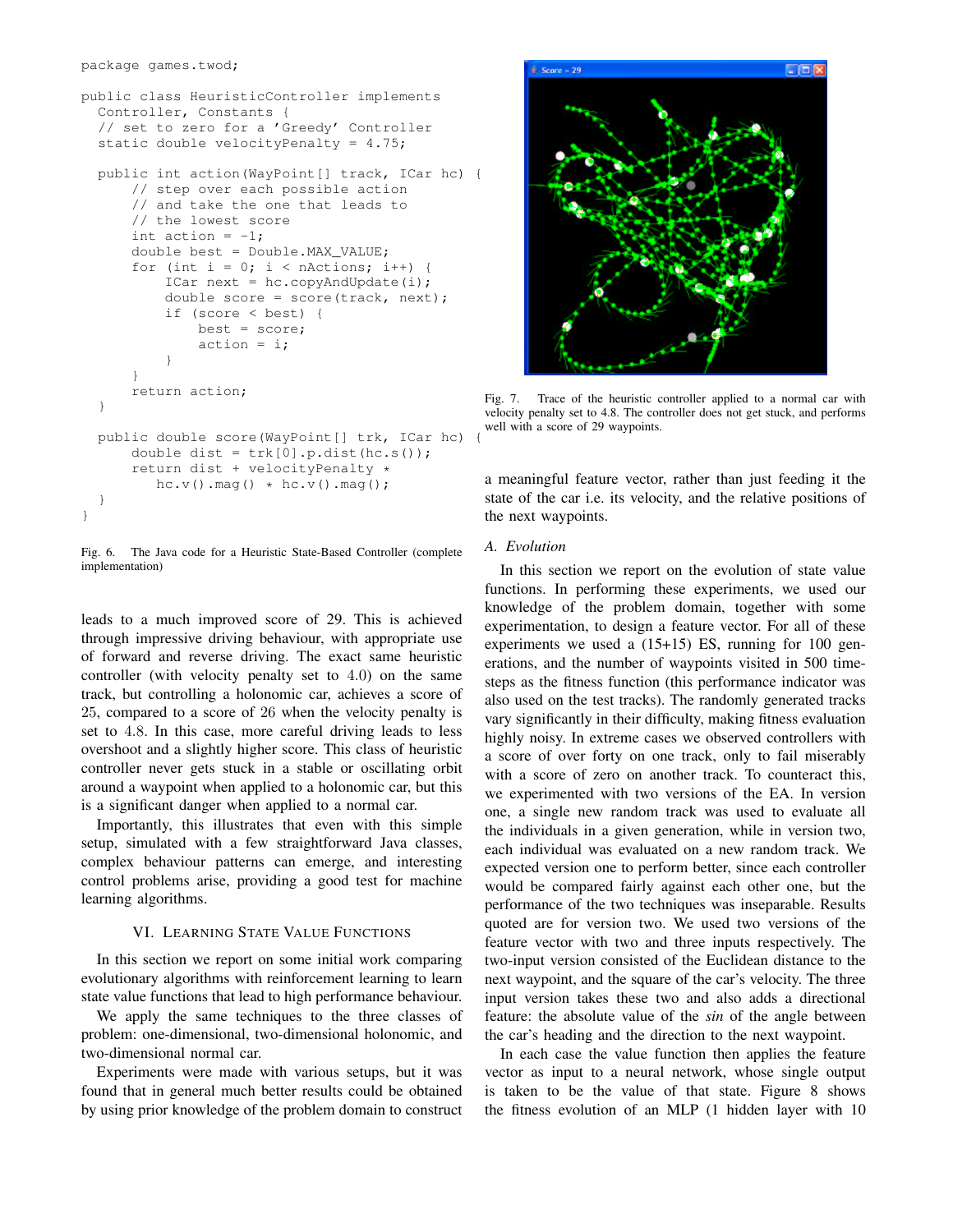```java
package games.twod;

public class HeuristicController implements
  Controller, Constants {
  // set to zero for a 'Greedy' Controller
  static double velocityPenalty = 4.75;

  public int action(WayPoint[] track, ICar hc) {
      // step over each possible action
      // and take the one that leads to
      // the lowest score
      int action = -1;
      double best = Double.MAX_VALUE;
      for (int i = 0; i < nActions; i++) {
          ICar next = hc.copyAndUpdate(i);
          double score = score(track, next);
          if (score < best) {
              best = score;
              action = i;
          }
      }
      return action;
  }

  public double score(WayPoint[] trk, ICar hc) {
      double dist = trk[0].p.dist(hc.s());
      return dist + velocityPenalty *
          hc.v().mag() * hc.v().mag();
  }
}
```

Fig. 6. The Java code for a Heuristic State-Based Controller (complete implementation)

leads to a much improved score of 29. This is achieved through impressive driving behaviour, with appropriate use of forward and reverse driving. The exact same heuristic controller (with velocity penalty set to 4.0) on the same track, but controlling a holonomic car, achieves a score of 25, compared to a score of 26 when the velocity penalty is set to 4.8. In this case, more careful driving leads to less overshoot and a slightly higher score. This class of heuristic controller never gets stuck in a stable or oscillating orbit around a waypoint when applied to a holonomic car, but this is a significant danger when applied to a normal car.

Importantly, this illustrates that even with this simple setup, simulated with a few straightforward Java classes, complex behaviour patterns can emerge, and interesting control problems arise, providing a good test for machine learning algorithms.

## VI. Learning State Value Functions

In this section we report on some initial work comparing evolutionary algorithms with reinforcement learning to learn state value functions that lead to high performance behaviour.

We apply the same techniques to the three classes of problem: one-dimensional, two-dimensional holonomic, and two-dimensional normal car.

Experiments were made with various setups, but it was found that in general much better results could be obtained by using prior knowledge of the problem domain to construct

Fig. 7. Trace of the heuristic controller applied to a normal car with velocity penalty set to 4.8. The controller does not get stuck, and performs well with a score of 29 waypoints.

a meaningful feature vector, rather than just feeding it the state of the car i.e. its velocity, and the relative positions of the next waypoints.

### A. Evolution

In this section we report on the evolution of state value functions. In performing these experiments, we used our knowledge of the problem domain, together with some experimentation, to design a feature vector. For all of these experiments we used a (15+15) ES, running for 100 generations, and the number of waypoints visited in 500 time-steps as the fitness function (this performance indicator was also used on the test tracks). The randomly generated tracks vary significantly in their difficulty, making fitness evaluation highly noisy. In extreme cases we observed controllers with a score of over forty on one track, only to fail miserably with a score of zero on another track. To counteract this, we experimented with two versions of the EA. In version one, a single new random track was used to evaluate all the individuals in a given generation, while in version two, each individual was evaluated on a new random track. We expected version one to perform better, since each controller would be compared fairly against each other one, but the performance of the two techniques was inseparable. Results quoted are for version two. We used two versions of the feature vector with two and three inputs respectively. The two-input version consisted of the Euclidean distance to the next waypoint, and the square of the car's velocity. The three input version takes these two and also adds a directional feature: the absolute value of the *sin* of the angle between the car's heading and the direction to the next waypoint.

In each case the value function then applies the feature vector as input to a neural network, whose single output is taken to be the value of that state. Figure 8 shows the fitness evolution of an MLP (1 hidden layer with 10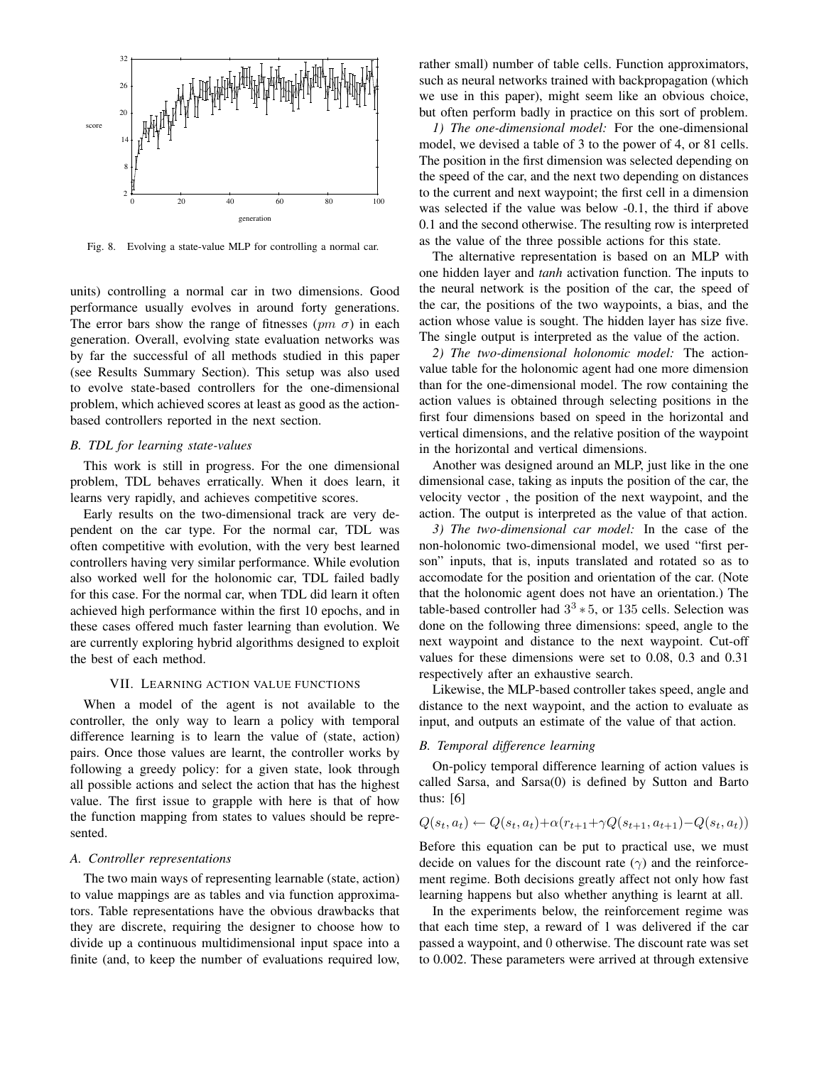Fig. 8. Evolving a state-value MLP for controlling a normal car.

units) controlling a normal car in two dimensions. Good performance usually evolves in around forty generations. The error bars show the range of fitnesses ($pm\ \sigma$) in each generation. Overall, evolving state evaluation networks was by far the successful of all methods studied in this paper (see Results Summary Section). This setup was also used to evolve state-based controllers for the one-dimensional problem, which achieved scores at least as good as the action-based controllers reported in the next section.

### B. TDL for learning state-values

This work is still in progress. For the one dimensional problem, TDL behaves erratically. When it does learn, it learns very rapidly, and achieves competitive scores.

Early results on the two-dimensional track are very dependent on the car type. For the normal car, TDL was often competitive with evolution, with the very best learned controllers having very similar performance. While evolution also worked well for the holonomic car, TDL failed badly for this case. For the normal car, when TDL did learn it often achieved high performance within the first 10 epochs, and in these cases offered much faster learning than evolution. We are currently exploring hybrid algorithms designed to exploit the best of each method.

## VII. Learning action value functions

When a model of the agent is not available to the controller, the only way to learn a policy with temporal difference learning is to learn the value of (state, action) pairs. Once those values are learnt, the controller works by following a greedy policy: for a given state, look through all possible actions and select the action that has the highest value. The first issue to grapple with here is that of how the function mapping from states to values should be represented.

### A. Controller representations

The two main ways of representing learnable (state, action) to value mappings are as tables and via function approximators. Table representations have the obvious drawbacks that they are discrete, requiring the designer to choose how to divide up a continuous multidimensional input space into a finite (and, to keep the number of evaluations required low, rather small) number of table cells. Function approximators, such as neural networks trained with backpropagation (which we use in this paper), might seem like an obvious choice, but often perform badly in practice on this sort of problem.

*1) The one-dimensional model:* For the one-dimensional model, we devised a table of 3 to the power of 4, or 81 cells. The position in the first dimension was selected depending on the speed of the car, and the next two depending on distances to the current and next waypoint; the first cell in a dimension was selected if the value was below -0.1, the third if above 0.1 and the second otherwise. The resulting row is interpreted as the value of the three possible actions for this state.

The alternative representation is based on an MLP with one hidden layer and *tanh* activation function. The inputs to the neural network is the position of the car, the speed of the car, the positions of the two waypoints, a bias, and the action whose value is sought. The hidden layer has size five. The single output is interpreted as the value of the action.

*2) The two-dimensional holonomic model:* The action-value table for the holonomic agent had one more dimension than for the one-dimensional model. The row containing the action values is obtained through selecting positions in the first four dimensions based on speed in the horizontal and vertical dimensions, and the relative position of the waypoint in the horizontal and vertical dimensions.

Another was designed around an MLP, just like in the one dimensional case, taking as inputs the position of the car, the velocity vector , the position of the next waypoint, and the action. The output is interpreted as the value of that action.

*3) The two-dimensional car model:* In the case of the non-holonomic two-dimensional model, we used "first person" inputs, that is, inputs translated and rotated so as to accomodate for the position and orientation of the car. (Note that the holonomic agent does not have an orientation.) The table-based controller had $3^3 * 5$, or 135 cells. Selection was done on the following three dimensions: speed, angle to the next waypoint and distance to the next waypoint. Cut-off values for these dimensions were set to 0.08, 0.3 and 0.31 respectively after an exhaustive search.

Likewise, the MLP-based controller takes speed, angle and distance to the next waypoint, and the action to evaluate as input, and outputs an estimate of the value of that action.

### B. Temporal difference learning

On-policy temporal difference learning of action values is called Sarsa, and Sarsa(0) is defined by Sutton and Barto thus: [6]

$$Q(s_t, a_t) \leftarrow Q(s_t, a_t) + \alpha(r_{t+1} + \gamma Q(s_{t+1}, a_{t+1}) - Q(s_t, a_t))$$

Before this equation can be put to practical use, we must decide on values for the discount rate ($\gamma$) and the reinforcement regime. Both decisions greatly affect not only how fast learning happens but also whether anything is learnt at all.

In the experiments below, the reinforcement regime was that each time step, a reward of 1 was delivered if the car passed a waypoint, and 0 otherwise. The discount rate was set to 0.002. These parameters were arrived at through extensive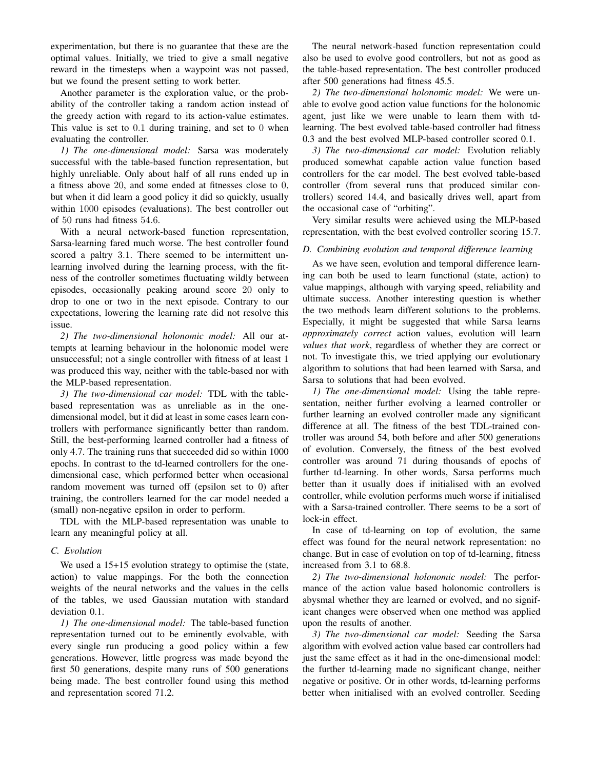experimentation, but there is no guarantee that these are the optimal values. Initially, we tried to give a small negative reward in the timesteps when a waypoint was not passed, but we found the present setting to work better.

Another parameter is the exploration value, or the probability of the controller taking a random action instead of the greedy action with regard to its action-value estimates. This value is set to $0.1$ during training, and set to $0$ when evaluating the controller.

*1) The one-dimensional model:* Sarsa was moderately successful with the table-based function representation, but highly unreliable. Only about half of all runs ended up in a fitness above $20$, and some ended at fitnesses close to $0$, but when it did learn a good policy it did so quickly, usually within $1000$ episodes (evaluations). The best controller out of $50$ runs had fitness $54.6$.

With a neural network-based function representation, Sarsa-learning fared much worse. The best controller found scored a paltry $3.1$. There seemed to be intermittent unlearning involved during the learning process, with the fitness of the controller sometimes fluctuating wildly between episodes, occasionally peaking around score $20$ only to drop to one or two in the next episode. Contrary to our expectations, lowering the learning rate did not resolve this issue.

*2) The two-dimensional holonomic model:* All our attempts at learning behaviour in the holonomic model were unsuccessful; not a single controller with fitness of at least $1$ was produced this way, neither with the table-based nor with the MLP-based representation.

*3) The two-dimensional car model:* TDL with the table-based representation was as unreliable as in the one-dimensional model, but it did at least in some cases learn controllers with performance significantly better than random. Still, the best-performing learned controller had a fitness of only $4.7$. The training runs that succeeded did so within $1000$ epochs. In contrast to the td-learned controllers for the one-dimensional case, which performed better when occasional random movement was turned off (epsilon set to $0$) after training, the controllers learned for the car model needed a (small) non-negative epsilon in order to perform.

TDL with the MLP-based representation was unable to learn any meaningful policy at all.

### *C. Evolution*

We used a 15+15 evolution strategy to optimise the (state, action) to value mappings. For the both the connection weights of the neural networks and the values in the cells of the tables, we used Gaussian mutation with standard deviation $0.1$.

*1) The one-dimensional model:* The table-based function representation turned out to be eminently evolvable, with every single run producing a good policy within a few generations. However, little progress was made beyond the first $50$ generations, despite many runs of $500$ generations being made. The best controller found using this method and representation scored $71.2$.

The neural network-based function representation could also be used to evolve good controllers, but not as good as the table-based representation. The best controller produced after $500$ generations had fitness $45.5$.

*2) The two-dimensional holonomic model:* We were unable to evolve good action value functions for the holonomic agent, just like we were unable to learn them with td-learning. The best evolved table-based controller had fitness $0.3$ and the best evolved MLP-based controller scored $0.1$.

*3) The two-dimensional car model:* Evolution reliably produced somewhat capable action value function based controllers for the car model. The best evolved table-based controller (from several runs that produced similar controllers) scored $14.4$, and basically drives well, apart from the occasional case of "orbiting".

Very similar results were achieved using the MLP-based representation, with the best evolved controller scoring $15.7$.

### *D. Combining evolution and temporal difference learning*

As we have seen, evolution and temporal difference learning can both be used to learn functional (state, action) to value mappings, although with varying speed, reliability and ultimate success. Another interesting question is whether the two methods learn different solutions to the problems. Especially, it might be suggested that while Sarsa learns *approximately correct* action values, evolution will learn *values that work*, regardless of whether they are correct or not. To investigate this, we tried applying our evolutionary algorithm to solutions that had been learned with Sarsa, and Sarsa to solutions that had been evolved.

*1) The one-dimensional model:* Using the table representation, neither further evolving a learned controller or further learning an evolved controller made any significant difference at all. The fitness of the best TDL-trained controller was around $54$, both before and after $500$ generations of evolution. Conversely, the fitness of the best evolved controller was around $71$ during thousands of epochs of further td-learning. In other words, Sarsa performs much better than it usually does if initialised with an evolved controller, while evolution performs much worse if initialised with a Sarsa-trained controller. There seems to be a sort of lock-in effect.

In case of td-learning on top of evolution, the same effect was found for the neural network representation: no change. But in case of evolution on top of td-learning, fitness increased from $3.1$ to $68.8$.

*2) The two-dimensional holonomic model:* The performance of the action value based holonomic controllers is abysmal whether they are learned or evolved, and no significant changes were observed when one method was applied upon the results of another.

*3) The two-dimensional car model:* Seeding the Sarsa algorithm with evolved action value based car controllers had just the same effect as it had in the one-dimensional model: the further td-learning made no significant change, neither negative or positive. Or in other words, td-learning performs better when initialised with an evolved controller. Seeding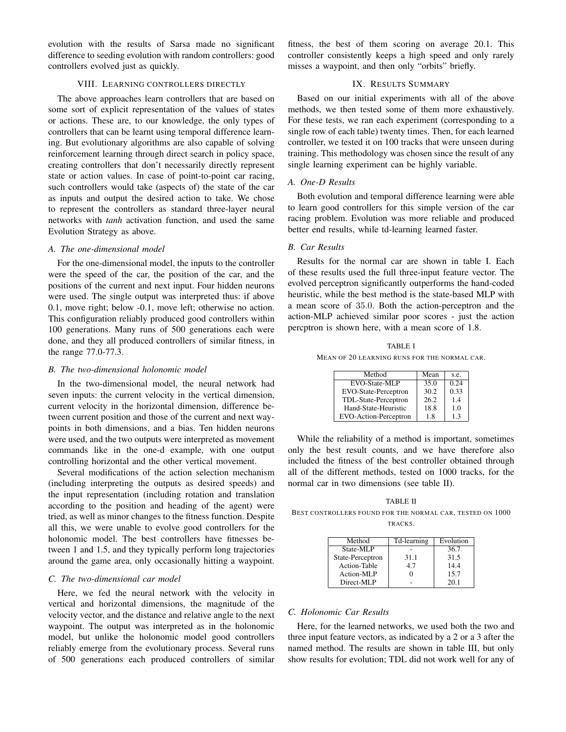evolution with the results of Sarsa made no significant difference to seeding evolution with random controllers: good controllers evolved just as quickly.

## VIII. Learning controllers directly

The above approaches learn controllers that are based on some sort of explicit representation of the values of states or actions. These are, to our knowledge, the only types of controllers that can be learnt using temporal difference learning. But evolutionary algorithms are also capable of solving reinforcement learning through direct search in policy space, creating controllers that don't necessarily directly represent state or action values. In case of point-to-point car racing, such controllers would take (aspects of) the state of the car as inputs and output the desired action to take. We chose to represent the controllers as standard three-layer neural networks with *tanh* activation function, and used the same Evolution Strategy as above.

### A. The one-dimensional model

For the one-dimensional model, the inputs to the controller were the speed of the car, the position of the car, and the positions of the current and next input. Four hidden neurons were used. The single output was interpreted thus: if above 0.1, move right; below -0.1, move left; otherwise no action. This configuration reliably produced good controllers within 100 generations. Many runs of 500 generations each were done, and they all produced controllers of similar fitness, in the range 77.0-77.3.

### B. The two-dimensional holonomic model

In the two-dimensional model, the neural network had seven inputs: the current velocity in the vertical dimension, current velocity in the horizontal dimension, difference between current position and those of the current and next waypoints in both dimensions, and a bias. Ten hidden neurons were used, and the two outputs were interpreted as movement commands like in the one-d example, with one output controlling horizontal and the other vertical movement.

Several modifications of the action selection mechanism (including interpreting the outputs as desired speeds) and the input representation (including rotation and translation according to the position and heading of the agent) were tried, as well as minor changes to the fitness function. Despite all this, we were unable to evolve good controllers for the holonomic model. The best controllers have fitnesses between 1 and 1.5, and they typically perform long trajectories around the game area, only occasionally hitting a waypoint.

### C. The two-dimensional car model

Here, we fed the neural network with the velocity in vertical and horizontal dimensions, the magnitude of the velocity vector, and the distance and relative angle to the next waypoint. The output was interpreted as in the holonomic model, but unlike the holonomic model good controllers reliably emerge from the evolutionary process. Several runs of 500 generations each produced controllers of similar fitness, the best of them scoring on average 20.1. This controller consistently keeps a high speed and only rarely misses a waypoint, and then only "orbits" briefly.

## IX. Results Summary

Based on our initial experiments with all of the above methods, we then tested some of them more exhaustively. For these tests, we ran each experiment (corresponding to a single row of each table) twenty times. Then, for each learned controller, we tested it on 100 tracks that were unseen during training. This methodology was chosen since the result of any single learning experiment can be highly variable.

### A. One-D Results

Both evolution and temporal difference learning were able to learn good controllers for this simple version of the car racing problem. Evolution was more reliable and produced better end results, while td-learning learned faster.

### B. Car Results

Results for the normal car are shown in table I. Each of these results used the full three-input feature vector. The evolved perceptron significantly outperforms the hand-coded heuristic, while the best method is the state-based MLP with a mean score of 35.0. Both the action-perceptron and the action-MLP achieved similar poor scores - just the action percptron is shown here, with a mean score of 1.8.

TABLE I

Mean of 20 learning runs for the normal car.

| Method | Mean | s.e. |
|---|---|---|
| EVO-State-MLP | 35.0 | 0.24 |
| EVO-State-Perceptron | 30.2 | 0.33 |
| TDL-State-Perceptron | 26.2 | 1.4 |
| Hand-State-Heuristic | 18.8 | 1.0 |
| EVO-Action-Perceptron | 1.8 | 1.3 |

While the reliability of a method is important, sometimes only the best result counts, and we have therefore also included the fitness of the best controller obtained through all of the different methods, tested on 1000 tracks, for the normal car in two dimensions (see table II).

TABLE II

Best controllers found for the normal car, tested on 1000 tracks.

| Method | Td-learning | Evolution |
|---|---|---|
| State-MLP | - | 36.7 |
| State-Perceptron | 31.1 | 31.5 |
| Action-Table | 4.7 | 14.4 |
| Action-MLP | 0 | 15.7 |
| Direct-MLP | - | 20.1 |

### C. Holonomic Car Results

Here, for the learned networks, we used both the two and three input feature vectors, as indicated by a 2 or a 3 after the named method. The results are shown in table III, but only show results for evolution; TDL did not work well for any of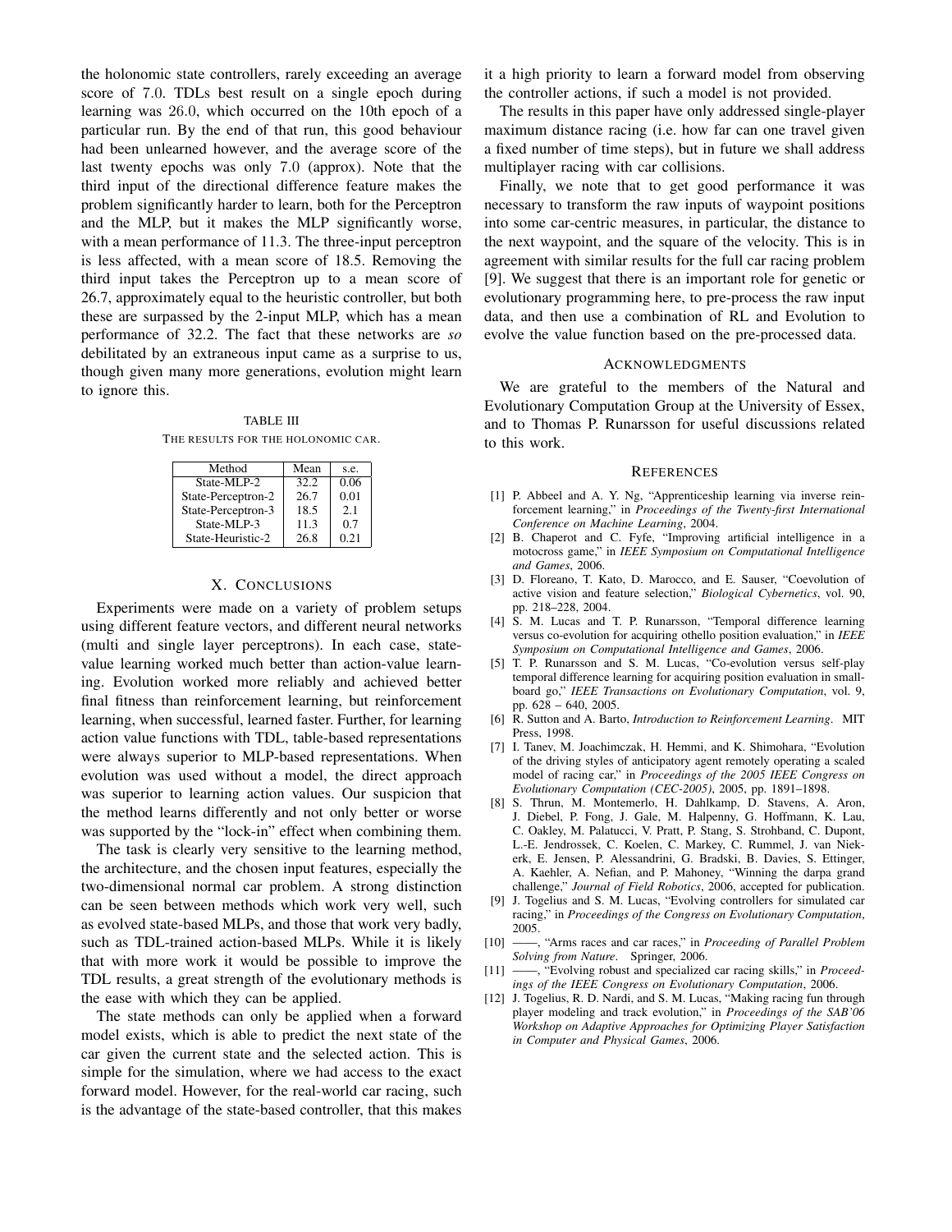the holonomic state controllers, rarely exceeding an average score of 7.0. TDLs best result on a single epoch during learning was 26.0, which occurred on the 10th epoch of a particular run. By the end of that run, this good behaviour had been unlearned however, and the average score of the last twenty epochs was only 7.0 (approx). Note that the third input of the directional difference feature makes the problem significantly harder to learn, both for the Perceptron and the MLP, but it makes the MLP significantly worse, with a mean performance of 11.3. The three-input perceptron is less affected, with a mean score of 18.5. Removing the third input takes the Perceptron up to a mean score of 26.7, approximately equal to the heuristic controller, but both these are surpassed by the 2-input MLP, which has a mean performance of 32.2. The fact that these networks are *so* debilitated by an extraneous input came as a surprise to us, though given many more generations, evolution might learn to ignore this.

TABLE III

THE RESULTS FOR THE HOLONOMIC CAR.

| Method | Mean | s.e. |
|---|---|---|
| State-MLP-2 | 32.2 | 0.06 |
| State-Perceptron-2 | 26.7 | 0.01 |
| State-Perceptron-3 | 18.5 | 2.1 |
| State-MLP-3 | 11.3 | 0.7 |
| State-Heuristic-2 | 26.8 | 0.21 |

## X. CONCLUSIONS

Experiments were made on a variety of problem setups using different feature vectors, and different neural networks (multi and single layer perceptrons). In each case, state-value learning worked much better than action-value learning. Evolution worked more reliably and achieved better final fitness than reinforcement learning, but reinforcement learning, when successful, learned faster. Further, for learning action value functions with TDL, table-based representations were always superior to MLP-based representations. When evolution was used without a model, the direct approach was superior to learning action values. Our suspicion that the method learns differently and not only better or worse was supported by the "lock-in" effect when combining them.

The task is clearly very sensitive to the learning method, the architecture, and the chosen input features, especially the two-dimensional normal car problem. A strong distinction can be seen between methods which work very well, such as evolved state-based MLPs, and those that work very badly, such as TDL-trained action-based MLPs. While it is likely that with more work it would be possible to improve the TDL results, a great strength of the evolutionary methods is the ease with which they can be applied.

The state methods can only be applied when a forward model exists, which is able to predict the next state of the car given the current state and the selected action. This is simple for the simulation, where we had access to the exact forward model. However, for the real-world car racing, such is the advantage of the state-based controller, that this makes it a high priority to learn a forward model from observing the controller actions, if such a model is not provided.

The results in this paper have only addressed single-player maximum distance racing (i.e. how far can one travel given a fixed number of time steps), but in future we shall address multiplayer racing with car collisions.

Finally, we note that to get good performance it was necessary to transform the raw inputs of waypoint positions into some car-centric measures, in particular, the distance to the next waypoint, and the square of the velocity. This is in agreement with similar results for the full car racing problem [9]. We suggest that there is an important role for genetic or evolutionary programming here, to pre-process the raw input data, and then use a combination of RL and Evolution to evolve the value function based on the pre-processed data.

## ACKNOWLEDGMENTS

We are grateful to the members of the Natural and Evolutionary Computation Group at the University of Essex, and to Thomas P. Runarsson for useful discussions related to this work.

## REFERENCES

[1] P. Abbeel and A. Y. Ng, "Apprenticeship learning via inverse reinforcement learning," in *Proceedings of the Twenty-first International Conference on Machine Learning*, 2004.

[2] B. Chaperot and C. Fyfe, "Improving artificial intelligence in a motocross game," in *IEEE Symposium on Computational Intelligence and Games*, 2006.

[3] D. Floreano, T. Kato, D. Marocco, and E. Sauser, "Coevolution of active vision and feature selection," *Biological Cybernetics*, vol. 90, pp. 218–228, 2004.

[4] S. M. Lucas and T. P. Runarsson, "Temporal difference learning versus co-evolution for acquiring othello position evaluation," in *IEEE Symposium on Computational Intelligence and Games*, 2006.

[5] T. P. Runarsson and S. M. Lucas, "Co-evolution versus self-play temporal difference learning for acquiring position evaluation in small-board go," *IEEE Transactions on Evolutionary Computation*, vol. 9, pp. 628 – 640, 2005.

[6] R. Sutton and A. Barto, *Introduction to Reinforcement Learning*. MIT Press, 1998.

[7] I. Tanev, M. Joachimczak, H. Hemmi, and K. Shimohara, "Evolution of the driving styles of anticipatory agent remotely operating a scaled model of racing car," in *Proceedings of the 2005 IEEE Congress on Evolutionary Computation (CEC-2005)*, 2005, pp. 1891–1898.

[8] S. Thrun, M. Montemerlo, H. Dahlkamp, D. Stavens, A. Aron, J. Diebel, P. Fong, J. Gale, M. Halpenny, G. Hoffmann, K. Lau, C. Oakley, M. Palatucci, V. Pratt, P. Stang, S. Strohband, C. Dupont, L.-E. Jendrossek, C. Koelen, C. Markey, C. Rummel, J. van Niekerk, E. Jensen, P. Alessandrini, G. Bradski, B. Davies, S. Ettinger, A. Kaehler, A. Nefian, and P. Mahoney, "Winning the darpa grand challenge," *Journal of Field Robotics*, 2006, accepted for publication.

[9] J. Togelius and S. M. Lucas, "Evolving controllers for simulated car racing," in *Proceedings of the Congress on Evolutionary Computation*, 2005.

[10] ——, "Arms races and car races," in *Proceeding of Parallel Problem Solving from Nature*. Springer, 2006.

[11] ——, "Evolving robust and specialized car racing skills," in *Proceedings of the IEEE Congress on Evolutionary Computation*, 2006.

[12] J. Togelius, R. D. Nardi, and S. M. Lucas, "Making racing fun through player modeling and track evolution," in *Proceedings of the SAB'06 Workshop on Adaptive Approaches for Optimizing Player Satisfaction in Computer and Physical Games*, 2006.